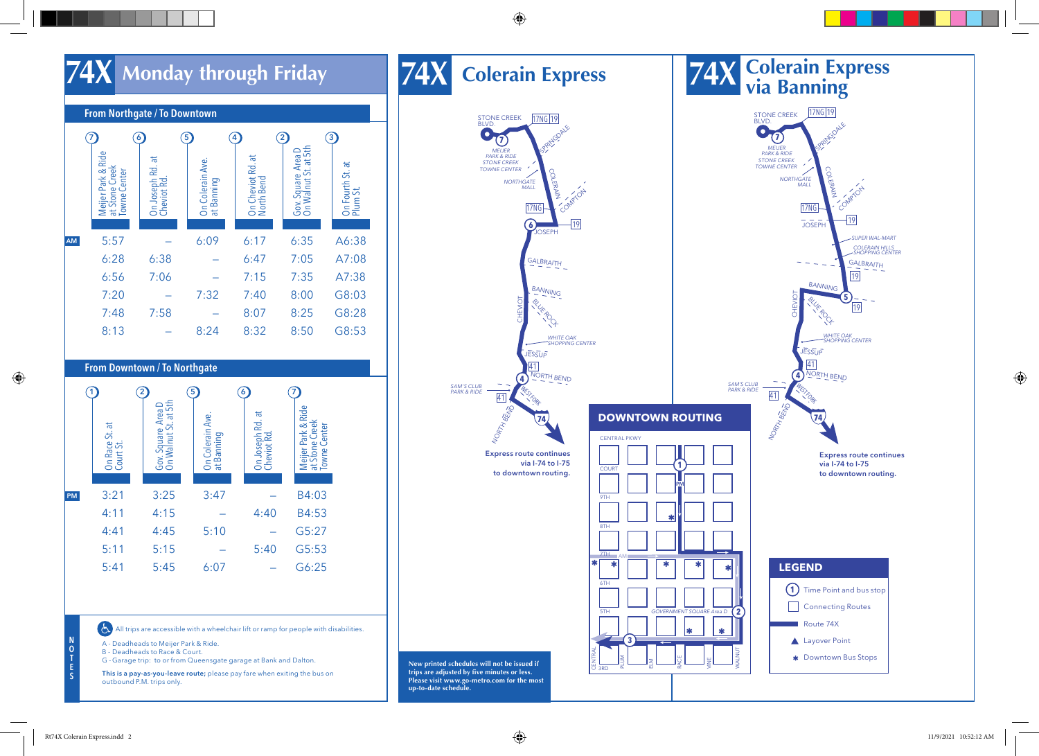# 74X Monday through Friday

## From Northgate / To Downtown

| | 7 Meijer Park & Ride at Stone Creek Towne Center | 6 On Joseph Rd. at Cheviot Rd. | 5 On Colerain Ave. at Banning | 4 On Cheviot Rd. at North Bend | 2 Gov. Square Area D On Walnut St. at 5th | 3 On Fourth St. at Plum St. |
|---|---|---|---|---|---|---|
| AM | 5:57 | – | 6:09 | 6:17 | 6:35 | A6:38 |
| | 6:28 | 6:38 | – | 6:47 | 7:05 | A7:08 |
| | 6:56 | 7:06 | – | 7:15 | 7:35 | A7:38 |
| | 7:20 | – | 7:32 | 7:40 | 8:00 | G8:03 |
| | 7:48 | 7:58 | – | 8:07 | 8:25 | G8:28 |
| | 8:13 | – | 8:24 | 8:32 | 8:50 | G8:53 |

## From Downtown / To Northgate

| | 1 On Race St. at Court St. | 2 Gov. Square Area D On Walnut St. at 5th | 5 On Colerain Ave. at Banning | 6 On Joseph Rd. at Cheviot Rd. | 7 Meijer Park & Ride at Stone Creek Towne Center |
|---|---|---|---|---|---|
| PM | 3:21 | 3:25 | 3:47 | – | B4:03 |
| | 4:11 | 4:15 | – | 4:40 | B4:53 |
| | 4:41 | 4:45 | 5:10 | – | G5:27 |
| | 5:11 | 5:15 | – | 5:40 | G5:53 |
| | 5:41 | 5:45 | 6:07 | – | G6:25 |

## NOTES

All trips are accessible with a wheelchair lift or ramp for people with disabilities.

A - Deadheads to Meijer Park & Ride.
B - Deadheads to Race & Court.
G - Garage trip: to or from Queensgate garage at Bank and Dalton.

**This is a pay-as-you-leave route;** please pay fare when exiting the bus on outbound P.M. trips only.

# 74X Colerain Express

Stone Creek Blvd. · Meijer Park & Ride Stone Creek Towne Center · Northgate Mall · Springdale · Colerain · Compton · Joseph · Galbraith · Banning · Blue Rock · Cheviot · White Oak Shopping Center · Jessup · North Bend · Sam's Club Park & Ride · West Fork · 17NG · 19 · 41 · 74

Express route continues via I-74 to I-75 to downtown routing.

**New printed schedules will not be issued if trips are adjusted by five minutes or less. Please visit www.go-metro.com for the most up-to-date schedule.**

## DOWNTOWN ROUTING

Central Pkwy · Court · 9th · 8th · 7th · 6th · 5th · 3rd · Central · Plum · Elm · Race · Vine · Walnut · Government Square Area D · AM · PM

# 74X Colerain Express via Banning

Stone Creek Blvd. · Meijer Park & Ride Stone Creek Towne Center · Northgate Mall · Springdale · Colerain · Compton · Joseph · Super Wal-Mart · Colerain Hills Shopping Center · Galbraith · Banning · Blue Rock · Cheviot · White Oak Shopping Center · Jessup · North Bend · Sam's Club Park & Ride · West Fork · 17NG · 19 · 41 · 74

Express route continues via I-74 to I-75 to downtown routing.

## LEGEND

- Time Point and bus stop
- Connecting Routes
- Route 74X
- Layover Point
- Downtown Bus Stops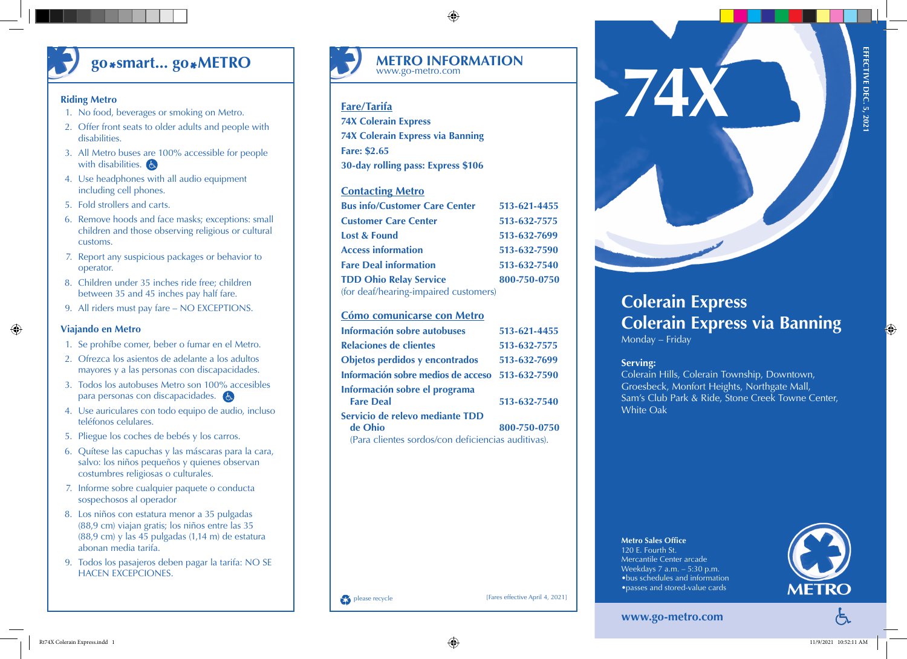## go✱smart... go✱METRO

### Riding Metro

1. No food, beverages or smoking on Metro.
2. Offer front seats to older adults and people with disabilities.
3. All Metro buses are 100% accessible for people with disabilities.
4. Use headphones with all audio equipment including cell phones.
5. Fold strollers and carts.
6. Remove hoods and face masks; exceptions: small children and those observing religious or cultural customs.
7. Report any suspicious packages or behavior to operator.
8. Children under 35 inches ride free; children between 35 and 45 inches pay half fare.
9. All riders must pay fare – NO EXCEPTIONS.

### Viajando en Metro

1. Se prohíbe comer, beber o fumar en el Metro.
2. Ofrezca los asientos de adelante a los adultos mayores y a las personas con discapacidades.
3. Todos los autobuses Metro son 100% accesibles para personas con discapacidades.
4. Use auriculares con todo equipo de audio, incluso teléfonos celulares.
5. Pliegue los coches de bebés y los carros.
6. Quítese las capuchas y las máscaras para la cara, salvo: los niños pequeños y quienes observan costumbres religiosas o culturales.
7. Informe sobre cualquier paquete o conducta sospechosos al operador
8. Los niños con estatura menor a 35 pulgadas (88,9 cm) viajan gratis; los niños entre las 35 (88,9 cm) y las 45 pulgadas (1,14 m) de estatura abonan media tarifa.
9. Todos los pasajeros deben pagar la tarifa: NO SE HACEN EXCEPCIONES.

## METRO INFORMATION

www.go-metro.com

### Fare/Tarifa

**74X Colerain Express**
**74X Colerain Express via Banning**
**Fare: $2.65**
**30-day rolling pass: Express $106**

### Contacting Metro

| | |
|---|---|
| Bus info/Customer Care Center | 513-621-4455 |
| Customer Care Center | 513-632-7575 |
| Lost & Found | 513-632-7699 |
| Access information | 513-632-7590 |
| Fare Deal information | 513-632-7540 |
| TDD Ohio Relay Service | 800-750-0750 |

(for deaf/hearing-impaired customers)

### Cómo comunicarse con Metro

| | |
|---|---|
| Información sobre autobuses | 513-621-4455 |
| Relaciones de clientes | 513-632-7575 |
| Objetos perdidos y encontrados | 513-632-7699 |
| Información sobre medios de acceso | 513-632-7590 |
| Información sobre el programa Fare Deal | 513-632-7540 |
| Servicio de relevo mediante TDD de Ohio | 800-750-0750 |

(Para clientes sordos/con deficiencias auditivas).

please recycle

[Fares effective April 4, 2021]

# 74X

EFFECTIVE DEC. 5, 2021

## Colerain Express
## Colerain Express via Banning

Monday – Friday

**Serving:**
Colerain Hills, Colerain Township, Downtown, Groesbeck, Monfort Heights, Northgate Mall, Sam's Club Park & Ride, Stone Creek Towne Center, White Oak

**Metro Sales Office**
120 E. Fourth St.
Mercantile Center arcade
Weekdays 7 a.m. – 5:30 p.m.
•bus schedules and information
•passes and stored-value cards

METRO

**www.go-metro.com**